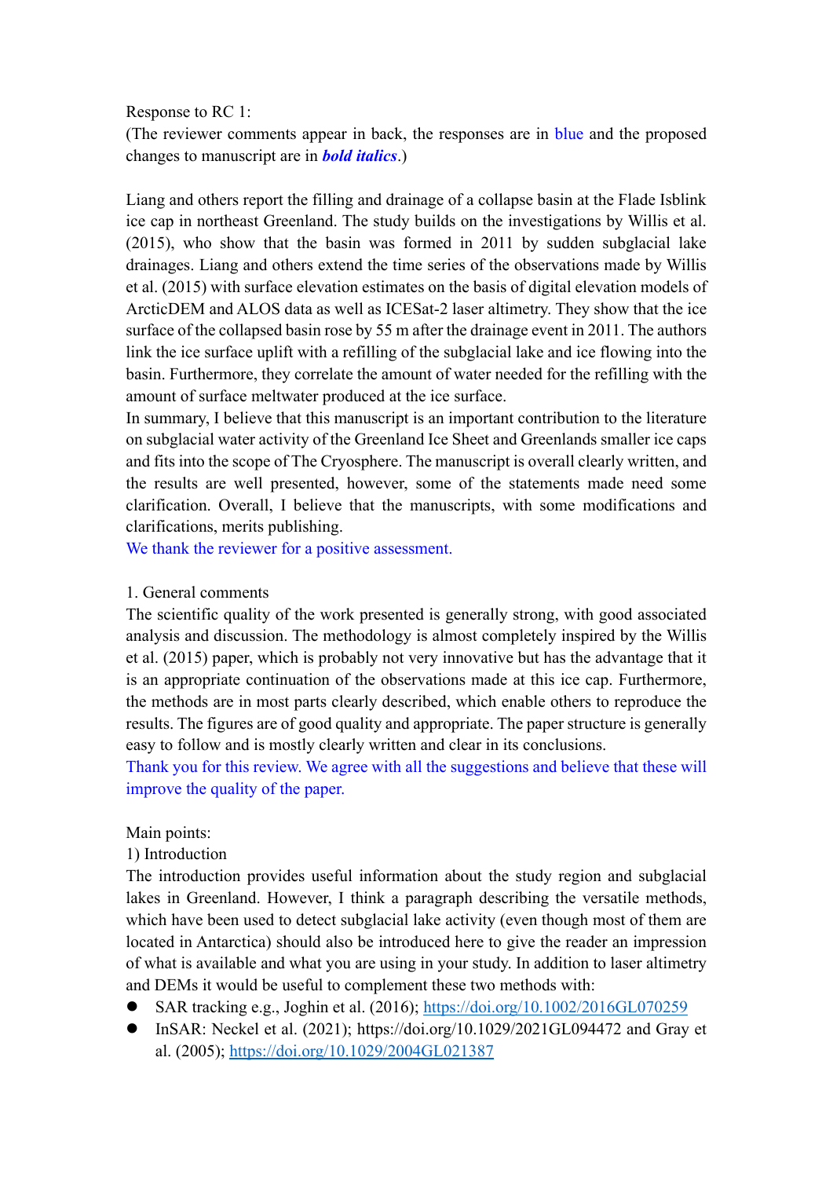Response to RC 1:

(The reviewer comments appear in back, the responses are in blue and the proposed changes to manuscript are in ***bold italics***.)

Liang and others report the filling and drainage of a collapse basin at the Flade Isblink ice cap in northeast Greenland. The study builds on the investigations by Willis et al. (2015), who show that the basin was formed in 2011 by sudden subglacial lake drainages. Liang and others extend the time series of the observations made by Willis et al. (2015) with surface elevation estimates on the basis of digital elevation models of ArcticDEM and ALOS data as well as ICESat-2 laser altimetry. They show that the ice surface of the collapsed basin rose by 55 m after the drainage event in 2011. The authors link the ice surface uplift with a refilling of the subglacial lake and ice flowing into the basin. Furthermore, they correlate the amount of water needed for the refilling with the amount of surface meltwater produced at the ice surface.

In summary, I believe that this manuscript is an important contribution to the literature on subglacial water activity of the Greenland Ice Sheet and Greenlands smaller ice caps and fits into the scope of The Cryosphere. The manuscript is overall clearly written, and the results are well presented, however, some of the statements made need some clarification. Overall, I believe that the manuscripts, with some modifications and clarifications, merits publishing.

We thank the reviewer for a positive assessment.

1. General comments

The scientific quality of the work presented is generally strong, with good associated analysis and discussion. The methodology is almost completely inspired by the Willis et al. (2015) paper, which is probably not very innovative but has the advantage that it is an appropriate continuation of the observations made at this ice cap. Furthermore, the methods are in most parts clearly described, which enable others to reproduce the results. The figures are of good quality and appropriate. The paper structure is generally easy to follow and is mostly clearly written and clear in its conclusions.

Thank you for this review. We agree with all the suggestions and believe that these will improve the quality of the paper.

Main points:

1) Introduction

The introduction provides useful information about the study region and subglacial lakes in Greenland. However, I think a paragraph describing the versatile methods, which have been used to detect subglacial lake activity (even though most of them are located in Antarctica) should also be introduced here to give the reader an impression of what is available and what you are using in your study. In addition to laser altimetry and DEMs it would be useful to complement these two methods with:

- SAR tracking e.g., Joghin et al. (2016); https://doi.org/10.1002/2016GL070259
- InSAR: Neckel et al. (2021); https://doi.org/10.1029/2021GL094472 and Gray et al. (2005); https://doi.org/10.1029/2004GL021387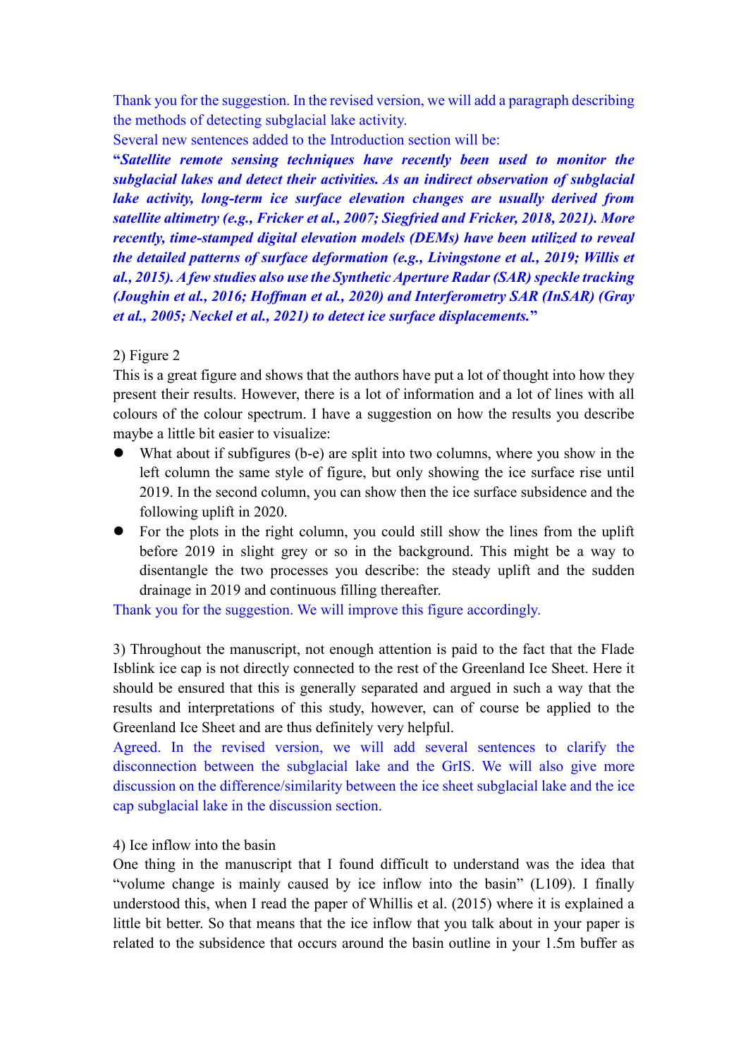Thank you for the suggestion. In the revised version, we will add a paragraph describing the methods of detecting subglacial lake activity.

Several new sentences added to the Introduction section will be:

"***Satellite remote sensing techniques have recently been used to monitor the subglacial lakes and detect their activities. As an indirect observation of subglacial lake activity, long-term ice surface elevation changes are usually derived from satellite altimetry (e.g., Fricker et al., 2007; Siegfried and Fricker, 2018, 2021). More recently, time-stamped digital elevation models (DEMs) have been utilized to reveal the detailed patterns of surface deformation (e.g., Livingstone et al., 2019; Willis et al., 2015). A few studies also use the Synthetic Aperture Radar (SAR) speckle tracking (Joughin et al., 2016; Hoffman et al., 2020) and Interferometry SAR (InSAR) (Gray et al., 2005; Neckel et al., 2021) to detect ice surface displacements.***"

2) Figure 2

This is a great figure and shows that the authors have put a lot of thought into how they present their results. However, there is a lot of information and a lot of lines with all colours of the colour spectrum. I have a suggestion on how the results you describe maybe a little bit easier to visualize:

- What about if subfigures (b-e) are split into two columns, where you show in the left column the same style of figure, but only showing the ice surface rise until 2019. In the second column, you can show then the ice surface subsidence and the following uplift in 2020.
- For the plots in the right column, you could still show the lines from the uplift before 2019 in slight grey or so in the background. This might be a way to disentangle the two processes you describe: the steady uplift and the sudden drainage in 2019 and continuous filling thereafter.

Thank you for the suggestion. We will improve this figure accordingly.

3) Throughout the manuscript, not enough attention is paid to the fact that the Flade Isblink ice cap is not directly connected to the rest of the Greenland Ice Sheet. Here it should be ensured that this is generally separated and argued in such a way that the results and interpretations of this study, however, can of course be applied to the Greenland Ice Sheet and are thus definitely very helpful.

Agreed. In the revised version, we will add several sentences to clarify the disconnection between the subglacial lake and the GrIS. We will also give more discussion on the difference/similarity between the ice sheet subglacial lake and the ice cap subglacial lake in the discussion section.

4) Ice inflow into the basin

One thing in the manuscript that I found difficult to understand was the idea that "volume change is mainly caused by ice inflow into the basin" (L109). I finally understood this, when I read the paper of Whillis et al. (2015) where it is explained a little bit better. So that means that the ice inflow that you talk about in your paper is related to the subsidence that occurs around the basin outline in your 1.5m buffer as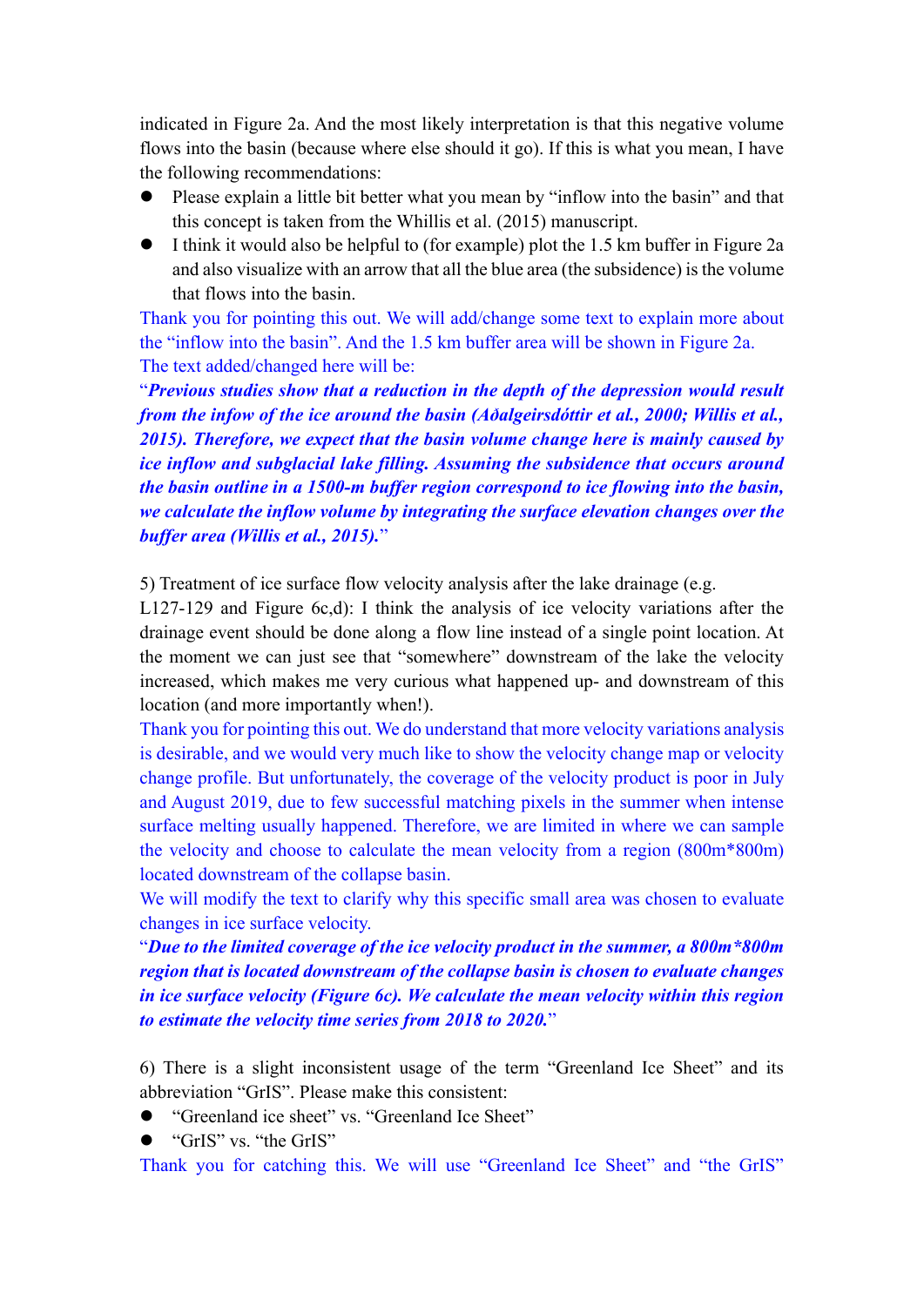indicated in Figure 2a. And the most likely interpretation is that this negative volume flows into the basin (because where else should it go). If this is what you mean, I have the following recommendations:

- Please explain a little bit better what you mean by "inflow into the basin" and that this concept is taken from the Whillis et al. (2015) manuscript.
- I think it would also be helpful to (for example) plot the 1.5 km buffer in Figure 2a and also visualize with an arrow that all the blue area (the subsidence) is the volume that flows into the basin.

Thank you for pointing this out. We will add/change some text to explain more about the "inflow into the basin". And the 1.5 km buffer area will be shown in Figure 2a.
The text added/changed here will be:

"***Previous studies show that a reduction in the depth of the depression would result from the infow of the ice around the basin (Aðalgeirsdóttir et al., 2000; Willis et al., 2015). Therefore, we expect that the basin volume change here is mainly caused by ice inflow and subglacial lake filling. Assuming the subsidence that occurs around the basin outline in a 1500-m buffer region correspond to ice flowing into the basin, we calculate the inflow volume by integrating the surface elevation changes over the buffer area (Willis et al., 2015).***"

5) Treatment of ice surface flow velocity analysis after the lake drainage (e.g. L127-129 and Figure 6c,d): I think the analysis of ice velocity variations after the drainage event should be done along a flow line instead of a single point location. At the moment we can just see that "somewhere" downstream of the lake the velocity increased, which makes me very curious what happened up- and downstream of this location (and more importantly when!).

Thank you for pointing this out. We do understand that more velocity variations analysis is desirable, and we would very much like to show the velocity change map or velocity change profile. But unfortunately, the coverage of the velocity product is poor in July and August 2019, due to few successful matching pixels in the summer when intense surface melting usually happened. Therefore, we are limited in where we can sample the velocity and choose to calculate the mean velocity from a region (800m*800m) located downstream of the collapse basin.
We will modify the text to clarify why this specific small area was chosen to evaluate changes in ice surface velocity.

"***Due to the limited coverage of the ice velocity product in the summer, a 800m*800m region that is located downstream of the collapse basin is chosen to evaluate changes in ice surface velocity (Figure 6c). We calculate the mean velocity within this region to estimate the velocity time series from 2018 to 2020.***"

6) There is a slight inconsistent usage of the term "Greenland Ice Sheet" and its abbreviation "GrIS". Please make this consistent:

- "Greenland ice sheet" vs. "Greenland Ice Sheet"
- "GrIS" vs. "the GrIS"

Thank you for catching this. We will use "Greenland Ice Sheet" and "the GrIS"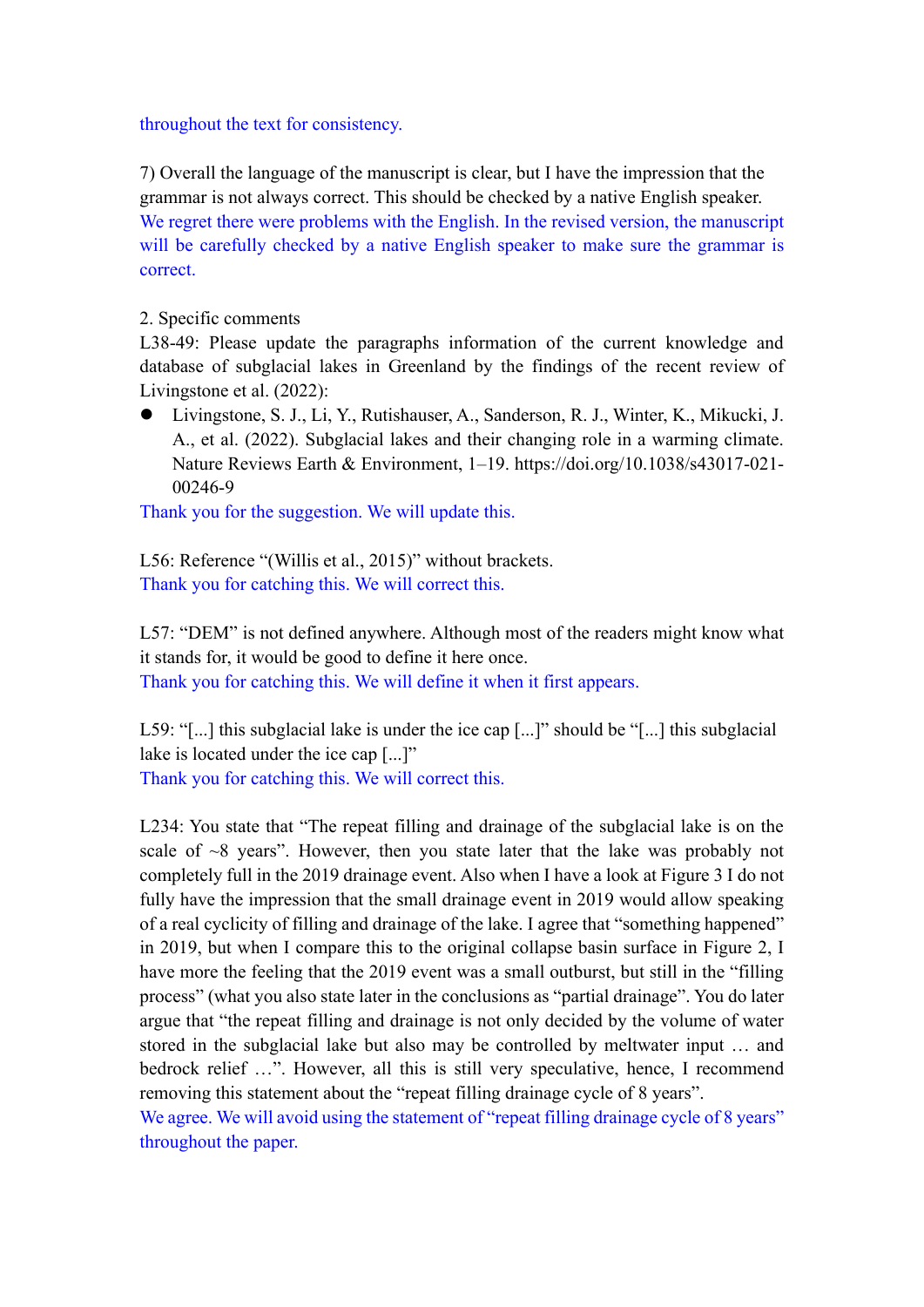throughout the text for consistency.

7) Overall the language of the manuscript is clear, but I have the impression that the grammar is not always correct. This should be checked by a native English speaker.

We regret there were problems with the English. In the revised version, the manuscript will be carefully checked by a native English speaker to make sure the grammar is correct.

2. Specific comments

L38-49: Please update the paragraphs information of the current knowledge and database of subglacial lakes in Greenland by the findings of the recent review of Livingstone et al. (2022):

- Livingstone, S. J., Li, Y., Rutishauser, A., Sanderson, R. J., Winter, K., Mikucki, J. A., et al. (2022). Subglacial lakes and their changing role in a warming climate. Nature Reviews Earth & Environment, 1–19. https://doi.org/10.1038/s43017-021-00246-9

Thank you for the suggestion. We will update this.

L56: Reference "(Willis et al., 2015)" without brackets.

Thank you for catching this. We will correct this.

L57: "DEM" is not defined anywhere. Although most of the readers might know what it stands for, it would be good to define it here once.

Thank you for catching this. We will define it when it first appears.

L59: "[...] this subglacial lake is under the ice cap [...]" should be "[...] this subglacial lake is located under the ice cap [...]"

Thank you for catching this. We will correct this.

L234: You state that "The repeat filling and drainage of the subglacial lake is on the scale of ~8 years". However, then you state later that the lake was probably not completely full in the 2019 drainage event. Also when I have a look at Figure 3 I do not fully have the impression that the small drainage event in 2019 would allow speaking of a real cyclicity of filling and drainage of the lake. I agree that "something happened" in 2019, but when I compare this to the original collapse basin surface in Figure 2, I have more the feeling that the 2019 event was a small outburst, but still in the "filling process" (what you also state later in the conclusions as "partial drainage". You do later argue that "the repeat filling and drainage is not only decided by the volume of water stored in the subglacial lake but also may be controlled by meltwater input … and bedrock relief …". However, all this is still very speculative, hence, I recommend removing this statement about the "repeat filling drainage cycle of 8 years".

We agree. We will avoid using the statement of "repeat filling drainage cycle of 8 years" throughout the paper.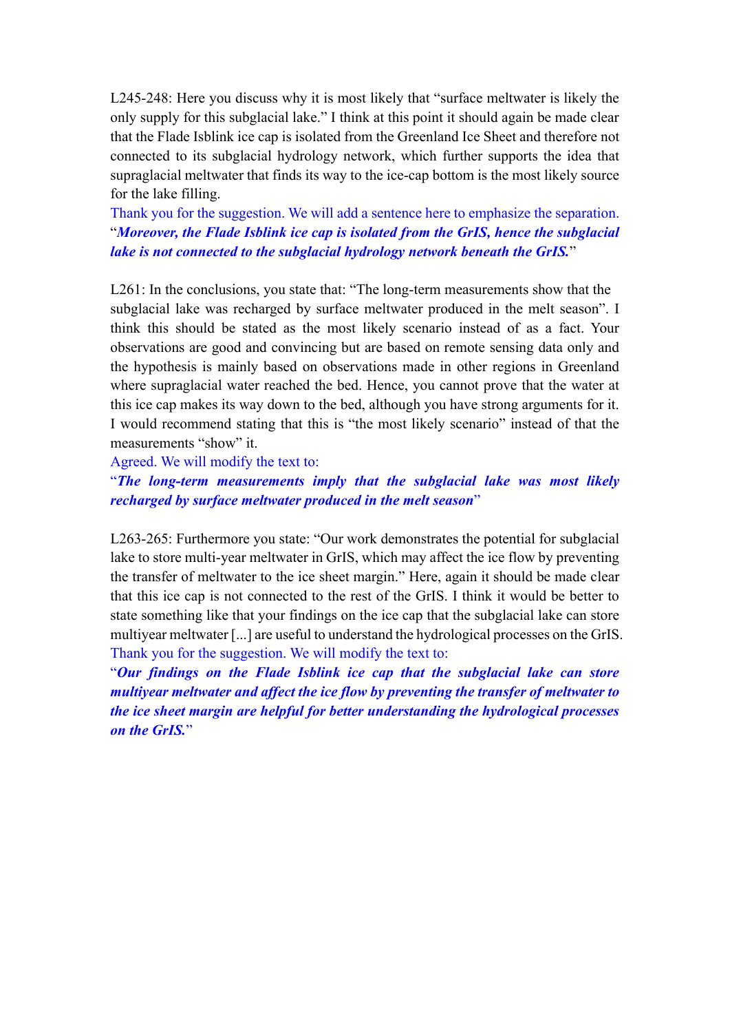L245-248: Here you discuss why it is most likely that "surface meltwater is likely the only supply for this subglacial lake." I think at this point it should again be made clear that the Flade Isblink ice cap is isolated from the Greenland Ice Sheet and therefore not connected to its subglacial hydrology network, which further supports the idea that supraglacial meltwater that finds its way to the ice-cap bottom is the most likely source for the lake filling.

Thank you for the suggestion. We will add a sentence here to emphasize the separation. "***Moreover, the Flade Isblink ice cap is isolated from the GrIS, hence the subglacial lake is not connected to the subglacial hydrology network beneath the GrIS.***"

L261: In the conclusions, you state that: "The long-term measurements show that the subglacial lake was recharged by surface meltwater produced in the melt season". I think this should be stated as the most likely scenario instead of as a fact. Your observations are good and convincing but are based on remote sensing data only and the hypothesis is mainly based on observations made in other regions in Greenland where supraglacial water reached the bed. Hence, you cannot prove that the water at this ice cap makes its way down to the bed, although you have strong arguments for it. I would recommend stating that this is "the most likely scenario" instead of that the measurements "show" it.

Agreed. We will modify the text to:

"***The long-term measurements imply that the subglacial lake was most likely recharged by surface meltwater produced in the melt season***"

L263-265: Furthermore you state: "Our work demonstrates the potential for subglacial lake to store multi-year meltwater in GrIS, which may affect the ice flow by preventing the transfer of meltwater to the ice sheet margin." Here, again it should be made clear that this ice cap is not connected to the rest of the GrIS. I think it would be better to state something like that your findings on the ice cap that the subglacial lake can store multiyear meltwater [...] are useful to understand the hydrological processes on the GrIS.

Thank you for the suggestion. We will modify the text to:

"***Our findings on the Flade Isblink ice cap that the subglacial lake can store multiyear meltwater and affect the ice flow by preventing the transfer of meltwater to the ice sheet margin are helpful for better understanding the hydrological processes on the GrIS.***"